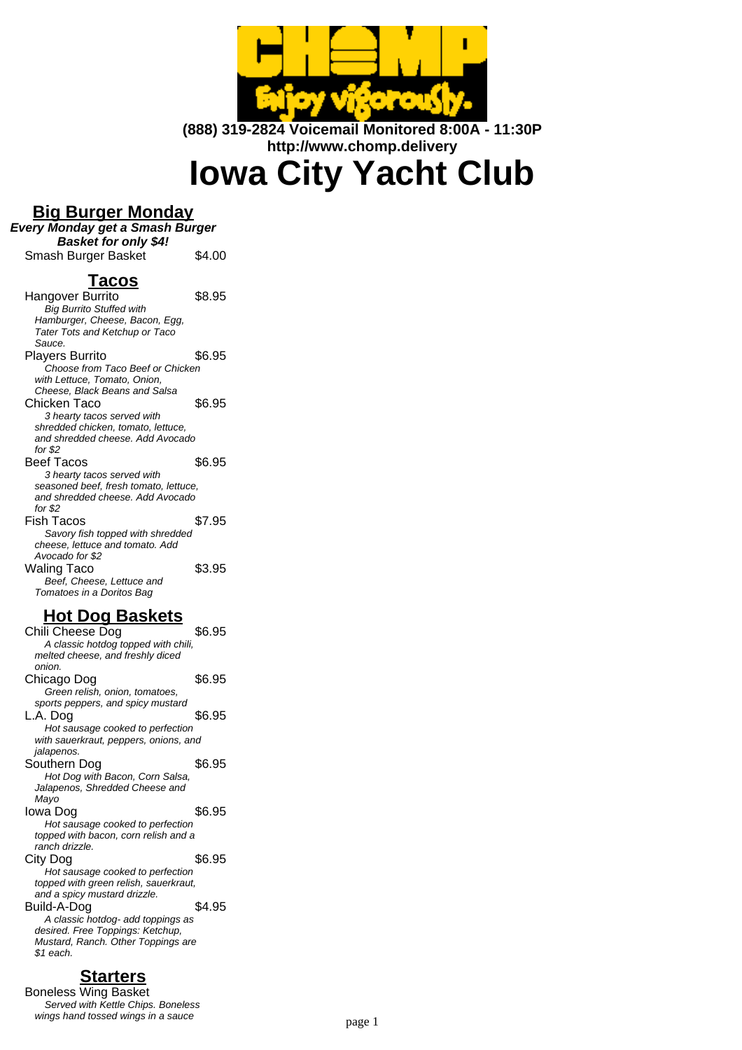**(888) 319-2824 Voicemail Monitored 8:00A - 11:30P**
**http://www.chomp.delivery**

# Iowa City Yacht Club

## Big Burger Monday

***Every Monday get a Smash Burger Basket for only $4!***

Smash Burger Basket $4.00

## Tacos

Hangover Burrito $8.95
*Big Burrito Stuffed with Hamburger, Cheese, Bacon, Egg, Tater Tots and Ketchup or Taco Sauce.*

Players Burrito $6.95
*Choose from Taco Beef or Chicken with Lettuce, Tomato, Onion, Cheese, Black Beans and Salsa*

Chicken Taco $6.95
*3 hearty tacos served with shredded chicken, tomato, lettuce, and shredded cheese. Add Avocado for $2*

Beef Tacos $6.95
*3 hearty tacos served with seasoned beef, fresh tomato, lettuce, and shredded cheese. Add Avocado for $2*

Fish Tacos $7.95
*Savory fish topped with shredded cheese, lettuce and tomato. Add Avocado for $2*

Waling Taco $3.95
*Beef, Cheese, Lettuce and Tomatoes in a Doritos Bag*

## Hot Dog Baskets

Chili Cheese Dog $6.95
*A classic hotdog topped with chili, melted cheese, and freshly diced onion.*

Chicago Dog $6.95
*Green relish, onion, tomatoes, sports peppers, and spicy mustard*

L.A. Dog $6.95
*Hot sausage cooked to perfection with sauerkraut, peppers, onions, and jalapenos.*

Southern Dog $6.95
*Hot Dog with Bacon, Corn Salsa, Jalapenos, Shredded Cheese and Mayo*

Iowa Dog $6.95
*Hot sausage cooked to perfection topped with bacon, corn relish and a ranch drizzle.*

City Dog $6.95
*Hot sausage cooked to perfection topped with green relish, sauerkraut, and a spicy mustard drizzle.*

Build-A-Dog $4.95
*A classic hotdog- add toppings as desired. Free Toppings: Ketchup, Mustard, Ranch. Other Toppings are $1 each.*

## Starters

Boneless Wing Basket
*Served with Kettle Chips. Boneless wings hand tossed wings in a sauce*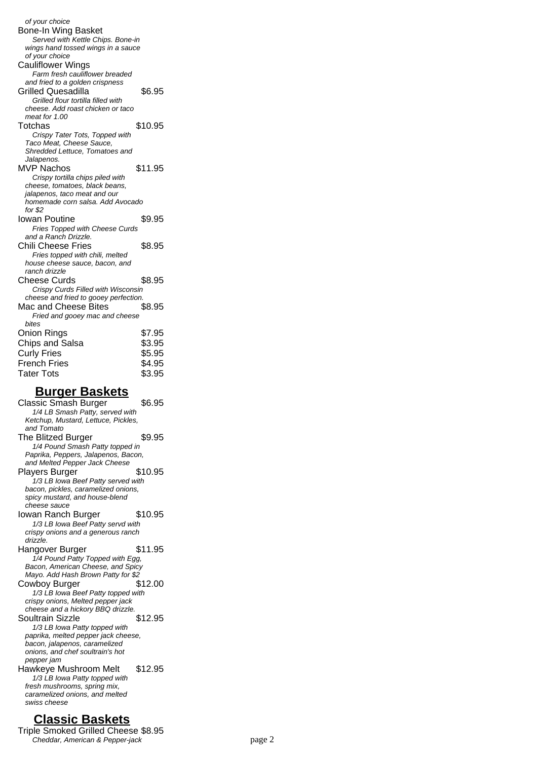*of your choice*

**Bone-In Wing Basket**
*Served with Kettle Chips. Bone-in wings hand tossed wings in a sauce of your choice*

**Cauliflower Wings**
*Farm fresh cauliflower breaded and fried to a golden crispness*

**Grilled Quesadilla** $6.95
*Grilled flour tortilla filled with cheese. Add roast chicken or taco meat for 1.00*

**Totchas** $10.95
*Crispy Tater Tots, Topped with Taco Meat, Cheese Sauce, Shredded Lettuce, Tomatoes and Jalapenos.*

**MVP Nachos** $11.95
*Crispy tortilla chips piled with cheese, tomatoes, black beans, jalapenos, taco meat and our homemade corn salsa. Add Avocado for $2*

**Iowan Poutine** $9.95
*Fries Topped with Cheese Curds and a Ranch Drizzle.*

**Chili Cheese Fries** $8.95
*Fries topped with chili, melted house cheese sauce, bacon, and ranch drizzle*

**Cheese Curds** $8.95
*Crispy Curds Filled with Wisconsin cheese and fried to gooey perfection.*

**Mac and Cheese Bites** $8.95
*Fried and gooey mac and cheese bites*

**Onion Rings** $7.95

**Chips and Salsa** $3.95

**Curly Fries** $5.95

**French Fries** $4.95

**Tater Tots** $3.95

## Burger Baskets

**Classic Smash Burger** $6.95
*1/4 LB Smash Patty, served with Ketchup, Mustard, Lettuce, Pickles, and Tomato*

**The Blitzed Burger** $9.95
*1/4 Pound Smash Patty topped in Paprika, Peppers, Jalapenos, Bacon, and Melted Pepper Jack Cheese*

**Players Burger** $10.95
*1/3 LB Iowa Beef Patty served with bacon, pickles, caramelized onions, spicy mustard, and house-blend cheese sauce*

**Iowan Ranch Burger** $10.95
*1/3 LB Iowa Beef Patty servd with crispy onions and a generous ranch drizzle.*

**Hangover Burger** $11.95
*1/4 Pound Patty Topped with Egg, Bacon, American Cheese, and Spicy Mayo. Add Hash Brown Patty for $2*

**Cowboy Burger** $12.00
*1/3 LB Iowa Beef Patty topped with crispy onions, Melted pepper jack cheese and a hickory BBQ drizzle.*

**Soultrain Sizzle** $12.95
*1/3 LB Iowa Patty topped with paprika, melted pepper jack cheese, bacon, jalapenos, caramelized onions, and chef soultrain's hot pepper jam*

**Hawkeye Mushroom Melt** $12.95
*1/3 LB Iowa Patty topped with fresh mushrooms, spring mix, caramelized onions, and melted swiss cheese*

## Classic Baskets

**Triple Smoked Grilled Cheese** $8.95
*Cheddar, American & Pepper-jack*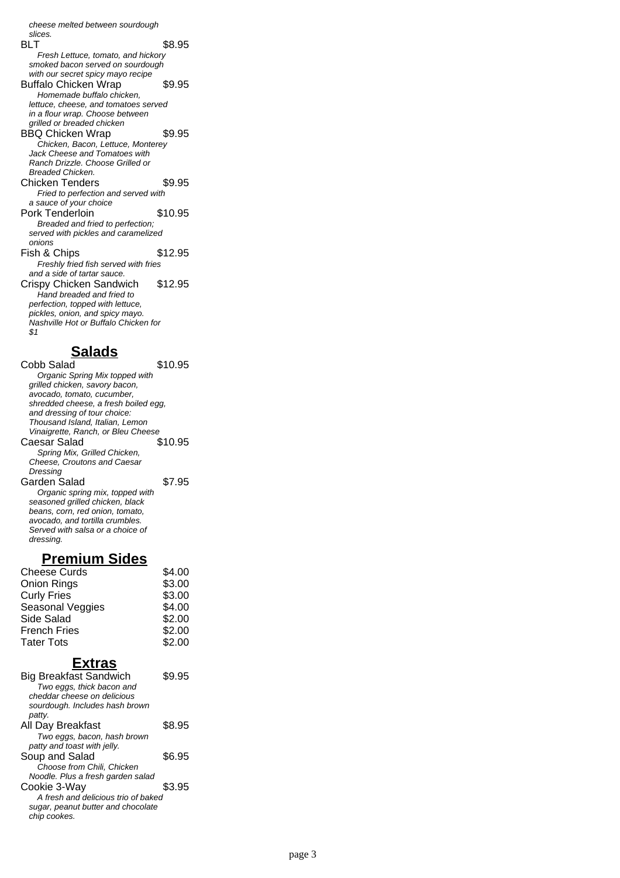*cheese melted between sourdough slices.*

BLT $8.95
*Fresh Lettuce, tomato, and hickory smoked bacon served on sourdough with our secret spicy mayo recipe*

Buffalo Chicken Wrap $9.95
*Homemade buffalo chicken, lettuce, cheese, and tomatoes served in a flour wrap. Choose between grilled or breaded chicken*

BBQ Chicken Wrap $9.95
*Chicken, Bacon, Lettuce, Monterey Jack Cheese and Tomatoes with Ranch Drizzle. Choose Grilled or Breaded Chicken.*

Chicken Tenders $9.95
*Fried to perfection and served with a sauce of your choice*

Pork Tenderloin $10.95
*Breaded and fried to perfection; served with pickles and caramelized onions*

Fish & Chips $12.95
*Freshly fried fish served with fries and a side of tartar sauce.*

Crispy Chicken Sandwich $12.95
*Hand breaded and fried to perfection, topped with lettuce, pickles, onion, and spicy mayo. Nashville Hot or Buffalo Chicken for $1*

## Salads

Cobb Salad $10.95
*Organic Spring Mix topped with grilled chicken, savory bacon, avocado, tomato, cucumber, shredded cheese, a fresh boiled egg, and dressing of tour choice: Thousand Island, Italian, Lemon Vinaigrette, Ranch, or Bleu Cheese*

Caesar Salad $10.95
*Spring Mix, Grilled Chicken, Cheese, Croutons and Caesar Dressing*

Garden Salad $7.95
*Organic spring mix, topped with seasoned grilled chicken, black beans, corn, red onion, tomato, avocado, and tortilla crumbles. Served with salsa or a choice of dressing.*

## Premium Sides

| | |
|---|---|
| Cheese Curds | $4.00 |
| Onion Rings | $3.00 |
| Curly Fries | $3.00 |
| Seasonal Veggies | $4.00 |
| Side Salad | $2.00 |
| French Fries | $2.00 |
| Tater Tots | $2.00 |

## Extras

Big Breakfast Sandwich $9.95
*Two eggs, thick bacon and cheddar cheese on delicious sourdough. Includes hash brown patty.*

All Day Breakfast $8.95
*Two eggs, bacon, hash brown patty and toast with jelly.*

Soup and Salad $6.95
*Choose from Chili, Chicken Noodle. Plus a fresh garden salad*

Cookie 3-Way $3.95
*A fresh and delicious trio of baked sugar, peanut butter and chocolate chip cookes.*